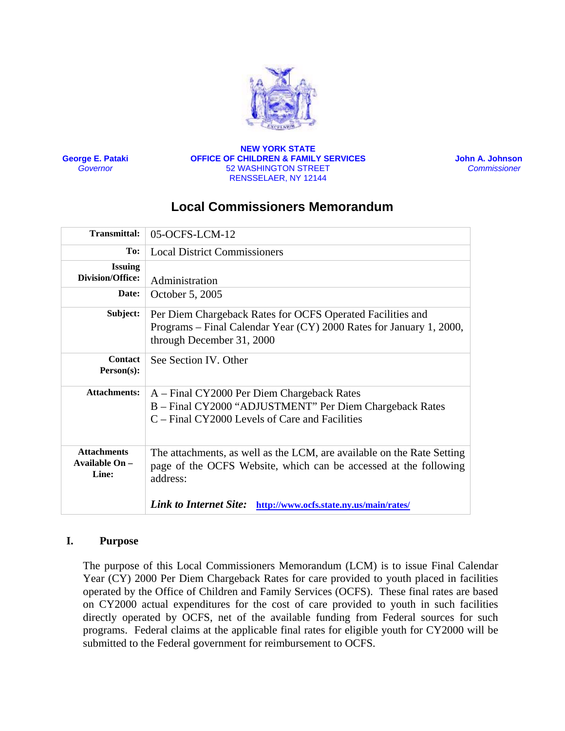George E. Pataki
*Governor*

**NEW YORK STATE**
**OFFICE OF CHILDREN & FAMILY SERVICES**
52 WASHINGTON STREET
RENSSELAER, NY 12144

John A. Johnson
*Commissioner*

# Local Commissioners Memorandum

| | |
|---|---|
| **Transmittal:** | 05-OCFS-LCM-12 |
| **To:** | Local District Commissioners |
| **Issuing Division/Office:** | Administration |
| **Date:** | October 5, 2005 |
| **Subject:** | Per Diem Chargeback Rates for OCFS Operated Facilities and Programs – Final Calendar Year (CY) 2000 Rates for January 1, 2000, through December 31, 2000 |
| **Contact Person(s):** | See Section IV. Other |
| **Attachments:** | A – Final CY2000 Per Diem Chargeback Rates<br>B – Final CY2000 "ADJUSTMENT" Per Diem Chargeback Rates<br>C – Final CY2000 Levels of Care and Facilities |
| **Attachments Available On – Line:** | The attachments, as well as the LCM, are available on the Rate Setting page of the OCFS Website, which can be accessed at the following address:<br><br>***Link to Internet Site:*** **http://www.ocfs.state.ny.us/main/rates/** |

## I. Purpose

The purpose of this Local Commissioners Memorandum (LCM) is to issue Final Calendar Year (CY) 2000 Per Diem Chargeback Rates for care provided to youth placed in facilities operated by the Office of Children and Family Services (OCFS). These final rates are based on CY2000 actual expenditures for the cost of care provided to youth in such facilities directly operated by OCFS, net of the available funding from Federal sources for such programs. Federal claims at the applicable final rates for eligible youth for CY2000 will be submitted to the Federal government for reimbursement to OCFS.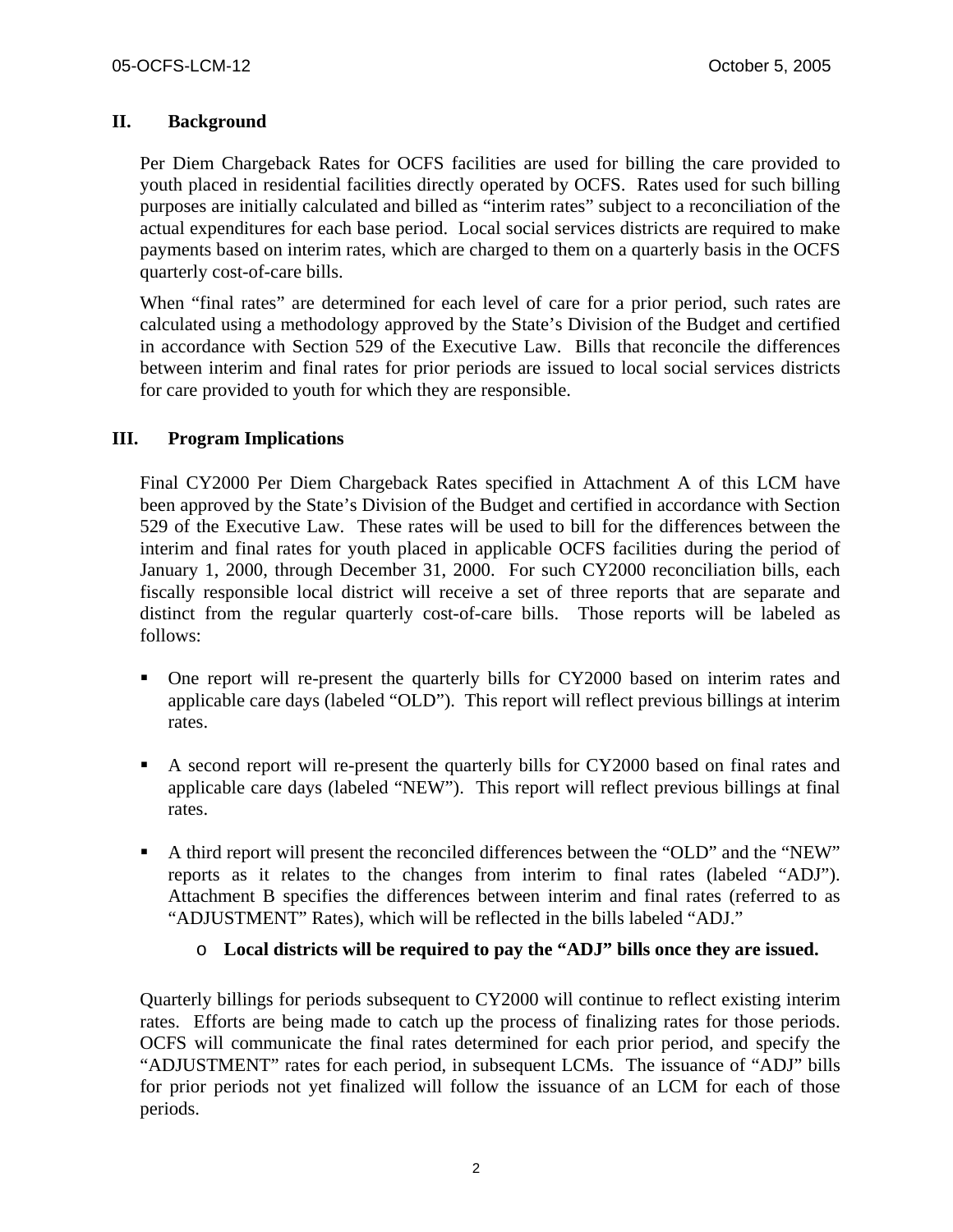## II. Background

Per Diem Chargeback Rates for OCFS facilities are used for billing the care provided to youth placed in residential facilities directly operated by OCFS. Rates used for such billing purposes are initially calculated and billed as "interim rates" subject to a reconciliation of the actual expenditures for each base period. Local social services districts are required to make payments based on interim rates, which are charged to them on a quarterly basis in the OCFS quarterly cost-of-care bills.

When "final rates" are determined for each level of care for a prior period, such rates are calculated using a methodology approved by the State's Division of the Budget and certified in accordance with Section 529 of the Executive Law. Bills that reconcile the differences between interim and final rates for prior periods are issued to local social services districts for care provided to youth for which they are responsible.

## III. Program Implications

Final CY2000 Per Diem Chargeback Rates specified in Attachment A of this LCM have been approved by the State's Division of the Budget and certified in accordance with Section 529 of the Executive Law. These rates will be used to bill for the differences between the interim and final rates for youth placed in applicable OCFS facilities during the period of January 1, 2000, through December 31, 2000. For such CY2000 reconciliation bills, each fiscally responsible local district will receive a set of three reports that are separate and distinct from the regular quarterly cost-of-care bills. Those reports will be labeled as follows:

- One report will re-present the quarterly bills for CY2000 based on interim rates and applicable care days (labeled "OLD"). This report will reflect previous billings at interim rates.
- A second report will re-present the quarterly bills for CY2000 based on final rates and applicable care days (labeled "NEW"). This report will reflect previous billings at final rates.
- A third report will present the reconciled differences between the "OLD" and the "NEW" reports as it relates to the changes from interim to final rates (labeled "ADJ"). Attachment B specifies the differences between interim and final rates (referred to as "ADJUSTMENT" Rates), which will be reflected in the bills labeled "ADJ."
    - **Local districts will be required to pay the "ADJ" bills once they are issued.**

Quarterly billings for periods subsequent to CY2000 will continue to reflect existing interim rates. Efforts are being made to catch up the process of finalizing rates for those periods. OCFS will communicate the final rates determined for each prior period, and specify the "ADJUSTMENT" rates for each period, in subsequent LCMs. The issuance of "ADJ" bills for prior periods not yet finalized will follow the issuance of an LCM for each of those periods.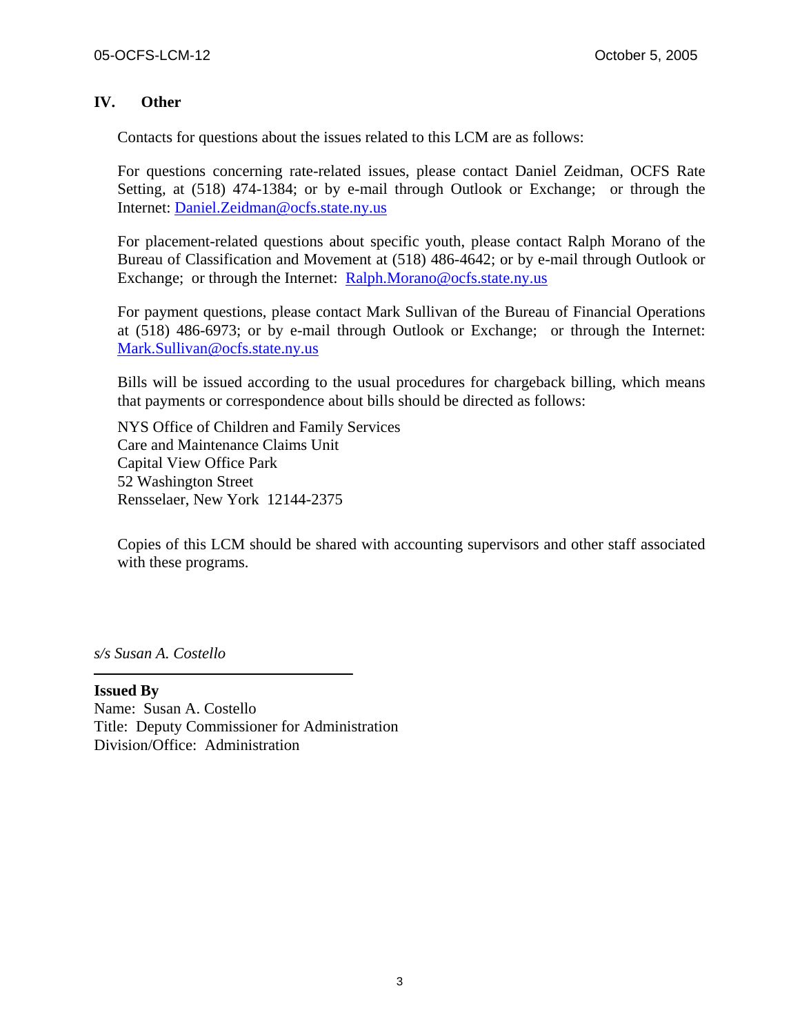## IV. Other

Contacts for questions about the issues related to this LCM are as follows:

For questions concerning rate-related issues, please contact Daniel Zeidman, OCFS Rate Setting, at (518) 474-1384; or by e-mail through Outlook or Exchange; or through the Internet: Daniel.Zeidman@ocfs.state.ny.us

For placement-related questions about specific youth, please contact Ralph Morano of the Bureau of Classification and Movement at (518) 486-4642; or by e-mail through Outlook or Exchange; or through the Internet: Ralph.Morano@ocfs.state.ny.us

For payment questions, please contact Mark Sullivan of the Bureau of Financial Operations at (518) 486-6973; or by e-mail through Outlook or Exchange; or through the Internet: Mark.Sullivan@ocfs.state.ny.us

Bills will be issued according to the usual procedures for chargeback billing, which means that payments or correspondence about bills should be directed as follows:

NYS Office of Children and Family Services
Care and Maintenance Claims Unit
Capital View Office Park
52 Washington Street
Rensselaer, New York 12144-2375

Copies of this LCM should be shared with accounting supervisors and other staff associated with these programs.

*s/s Susan A. Costello*

**Issued By**
Name: Susan A. Costello
Title: Deputy Commissioner for Administration
Division/Office: Administration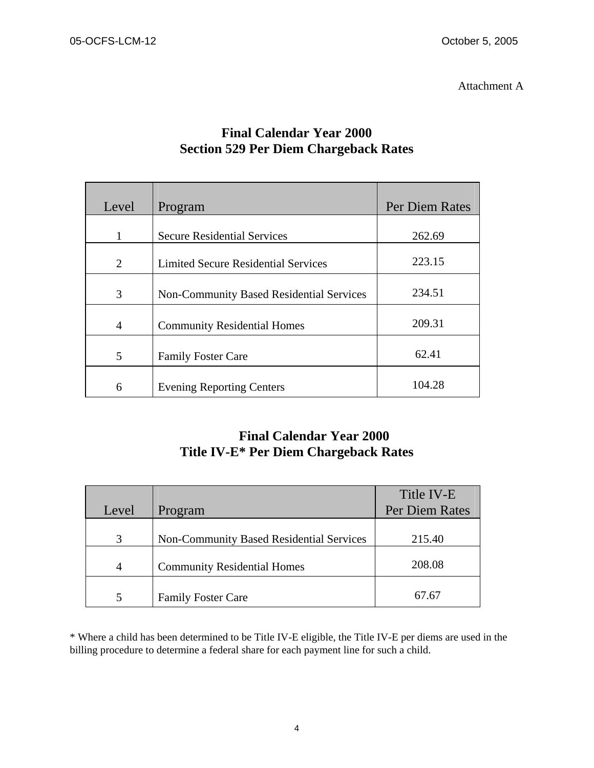Attachment A

## Final Calendar Year 2000
## Section 529 Per Diem Chargeback Rates

| Level | Program | Per Diem Rates |
|---|---|---|
| 1 | Secure Residential Services | 262.69 |
| 2 | Limited Secure Residential Services | 223.15 |
| 3 | Non-Community Based Residential Services | 234.51 |
| 4 | Community Residential Homes | 209.31 |
| 5 | Family Foster Care | 62.41 |
| 6 | Evening Reporting Centers | 104.28 |

## Final Calendar Year 2000
## Title IV-E* Per Diem Chargeback Rates

| Level | Program | Title IV-E Per Diem Rates |
|---|---|---|
| 3 | Non-Community Based Residential Services | 215.40 |
| 4 | Community Residential Homes | 208.08 |
| 5 | Family Foster Care | 67.67 |

* Where a child has been determined to be Title IV-E eligible, the Title IV-E per diems are used in the billing procedure to determine a federal share for each payment line for such a child.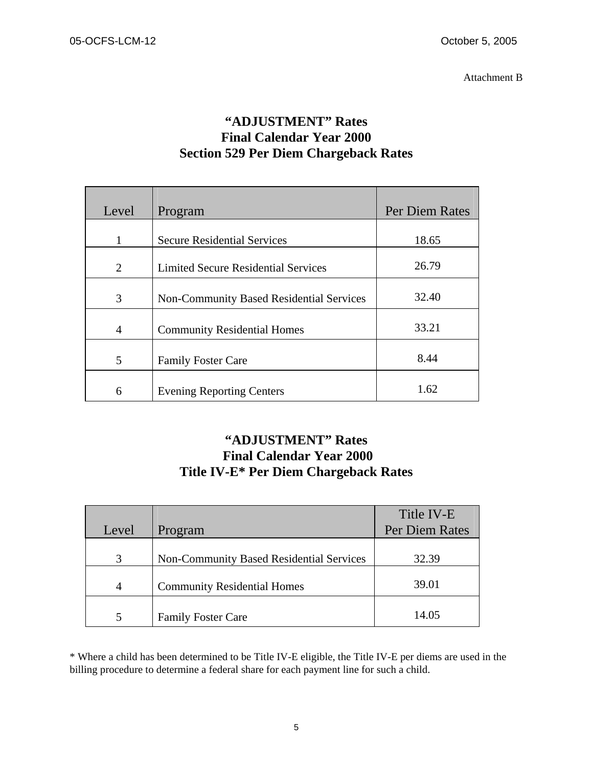Attachment B

## "ADJUSTMENT" Rates
## Final Calendar Year 2000
## Section 529 Per Diem Chargeback Rates

| Level | Program | Per Diem Rates |
|---|---|---|
| 1 | Secure Residential Services | 18.65 |
| 2 | Limited Secure Residential Services | 26.79 |
| 3 | Non-Community Based Residential Services | 32.40 |
| 4 | Community Residential Homes | 33.21 |
| 5 | Family Foster Care | 8.44 |
| 6 | Evening Reporting Centers | 1.62 |

## "ADJUSTMENT" Rates
## Final Calendar Year 2000
## Title IV-E* Per Diem Chargeback Rates

| Level | Program | Title IV-E Per Diem Rates |
|---|---|---|
| 3 | Non-Community Based Residential Services | 32.39 |
| 4 | Community Residential Homes | 39.01 |
| 5 | Family Foster Care | 14.05 |

* Where a child has been determined to be Title IV-E eligible, the Title IV-E per diems are used in the billing procedure to determine a federal share for each payment line for such a child.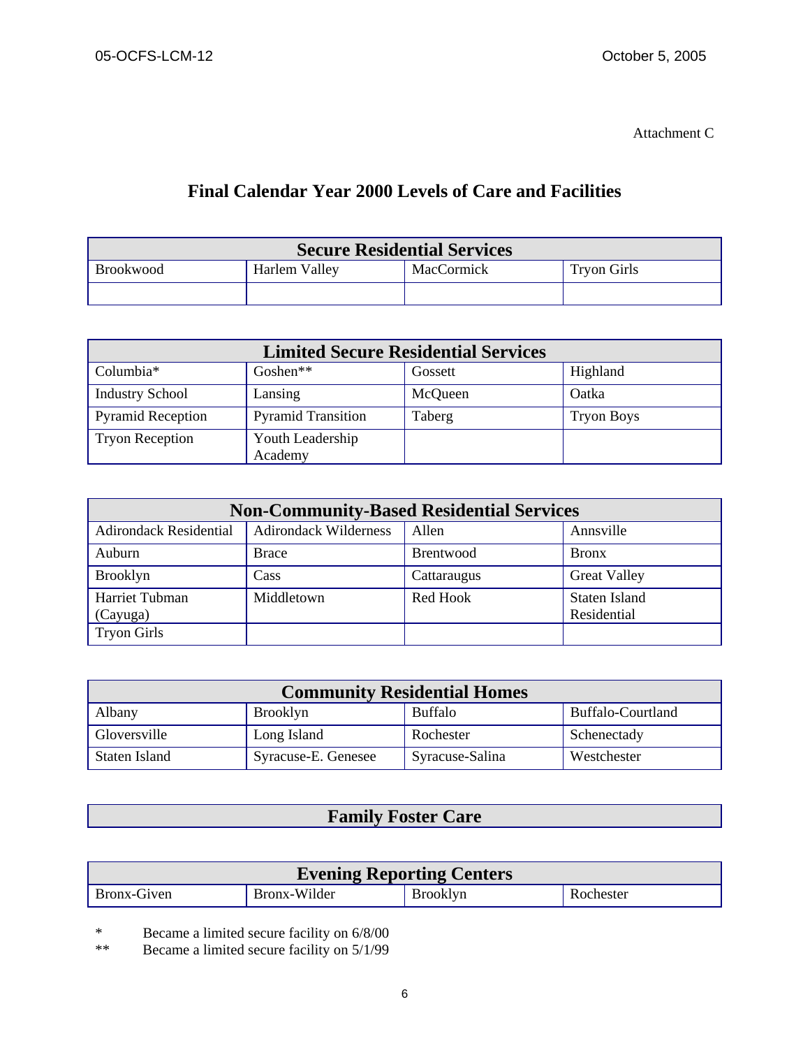Attachment C

# Final Calendar Year 2000 Levels of Care and Facilities

| Secure Residential Services | | | |
|---|---|---|---|
| Brookwood | Harlem Valley | MacCormick | Tryon Girls |
| | | | |

| Limited Secure Residential Services | | | |
|---|---|---|---|
| Columbia* | Goshen** | Gossett | Highland |
| Industry School | Lansing | McQueen | Oatka |
| Pyramid Reception | Pyramid Transition | Taberg | Tryon Boys |
| Tryon Reception | Youth Leadership Academy | | |

| Non-Community-Based Residential Services | | | |
|---|---|---|---|
| Adirondack Residential | Adirondack Wilderness | Allen | Annsville |
| Auburn | Brace | Brentwood | Bronx |
| Brooklyn | Cass | Cattaraugus | Great Valley |
| Harriet Tubman (Cayuga) | Middletown | Red Hook | Staten Island Residential |
| Tryon Girls | | | |

| Community Residential Homes | | | |
|---|---|---|---|
| Albany | Brooklyn | Buffalo | Buffalo-Courtland |
| Gloversville | Long Island | Rochester | Schenectady |
| Staten Island | Syracuse-E. Genesee | Syracuse-Salina | Westchester |

| Family Foster Care |
|---|

| Evening Reporting Centers | | | |
|---|---|---|---|
| Bronx-Given | Bronx-Wilder | Brooklyn | Rochester |

\* Became a limited secure facility on 6/8/00

\*\* Became a limited secure facility on 5/1/99